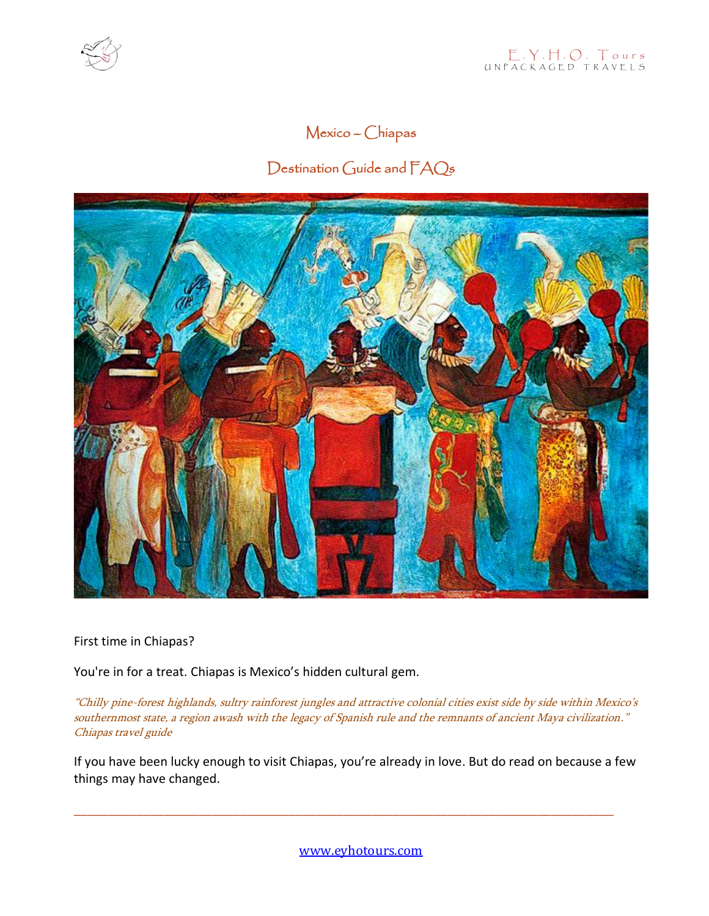# Mexico – Chiapas

## Destination Guide and FAQs

First time in Chiapas?

You're in for a treat. Chiapas is Mexico's hidden cultural gem.

*"Chilly pine-forest highlands, sultry rainforest jungles and attractive colonial cities exist side by side within Mexico's southernmost state, a region awash with the legacy of Spanish rule and the remnants of ancient Maya civilization." Chiapas travel guide*

If you have been lucky enough to visit Chiapas, you're already in love. But do read on because a few things may have changed.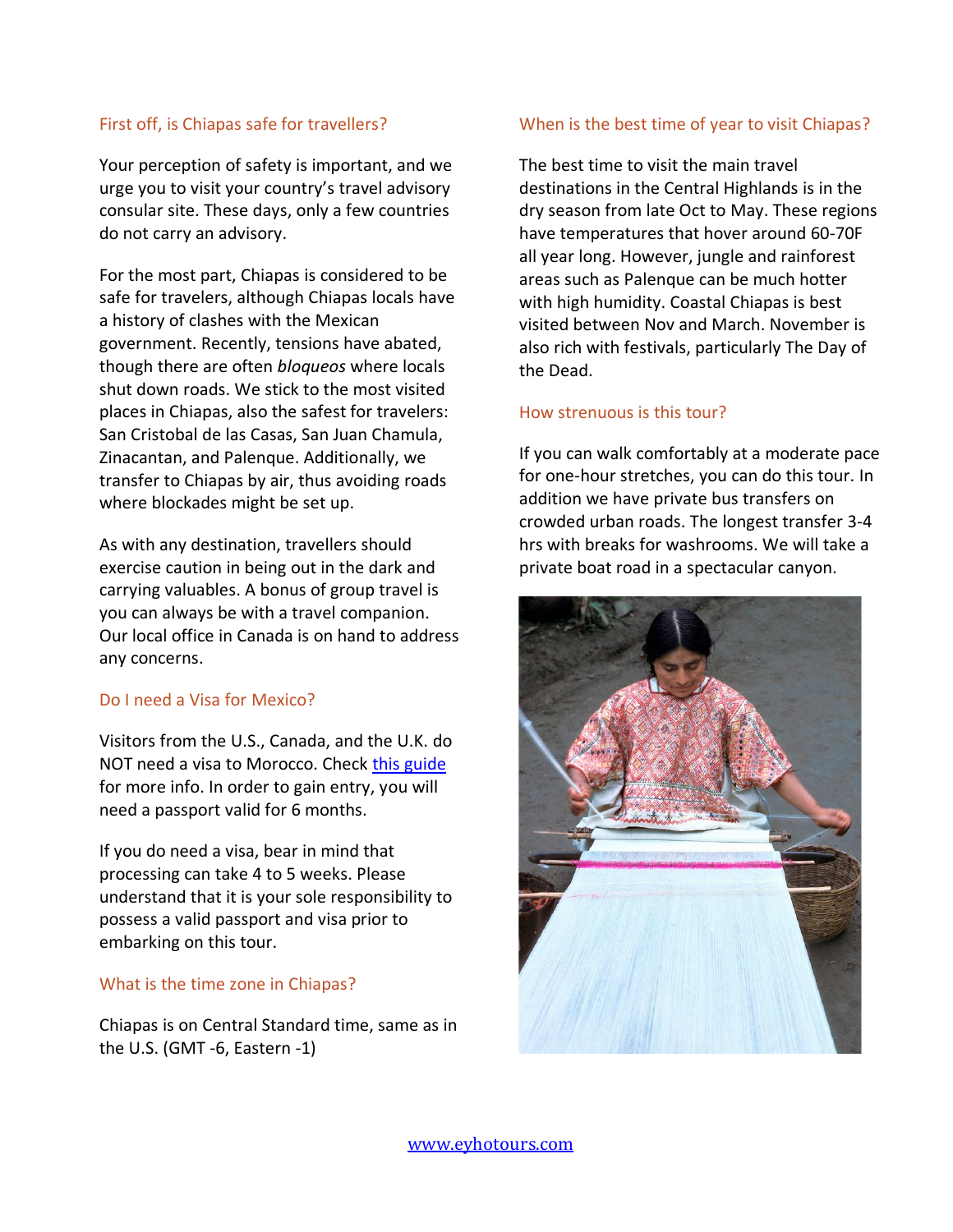## First off, is Chiapas safe for travellers?

Your perception of safety is important, and we urge you to visit your country's travel advisory consular site. These days, only a few countries do not carry an advisory.

For the most part, Chiapas is considered to be safe for travelers, although Chiapas locals have a history of clashes with the Mexican government. Recently, tensions have abated, though there are often *bloqueos* where locals shut down roads. We stick to the most visited places in Chiapas, also the safest for travelers: San Cristobal de las Casas, San Juan Chamula, Zinacantan, and Palenque. Additionally, we transfer to Chiapas by air, thus avoiding roads where blockades might be set up.

As with any destination, travellers should exercise caution in being out in the dark and carrying valuables. A bonus of group travel is you can always be with a travel companion. Our local office in Canada is on hand to address any concerns.

## Do I need a Visa for Mexico?

Visitors from the U.S., Canada, and the U.K. do NOT need a visa to Morocco. Check [this guide]() for more info. In order to gain entry, you will need a passport valid for 6 months.

If you do need a visa, bear in mind that processing can take 4 to 5 weeks. Please understand that it is your sole responsibility to possess a valid passport and visa prior to embarking on this tour.

## What is the time zone in Chiapas?

Chiapas is on Central Standard time, same as in the U.S. (GMT -6, Eastern -1)

## When is the best time of year to visit Chiapas?

The best time to visit the main travel destinations in the Central Highlands is in the dry season from late Oct to May. These regions have temperatures that hover around 60-70F all year long. However, jungle and rainforest areas such as Palenque can be much hotter with high humidity. Coastal Chiapas is best visited between Nov and March. November is also rich with festivals, particularly The Day of the Dead.

## How strenuous is this tour?

If you can walk comfortably at a moderate pace for one-hour stretches, you can do this tour. In addition we have private bus transfers on crowded urban roads. The longest transfer 3-4 hrs with breaks for washrooms. We will take a private boat road in a spectacular canyon.

[www.eyhotours.com](http://www.eyhotours.com)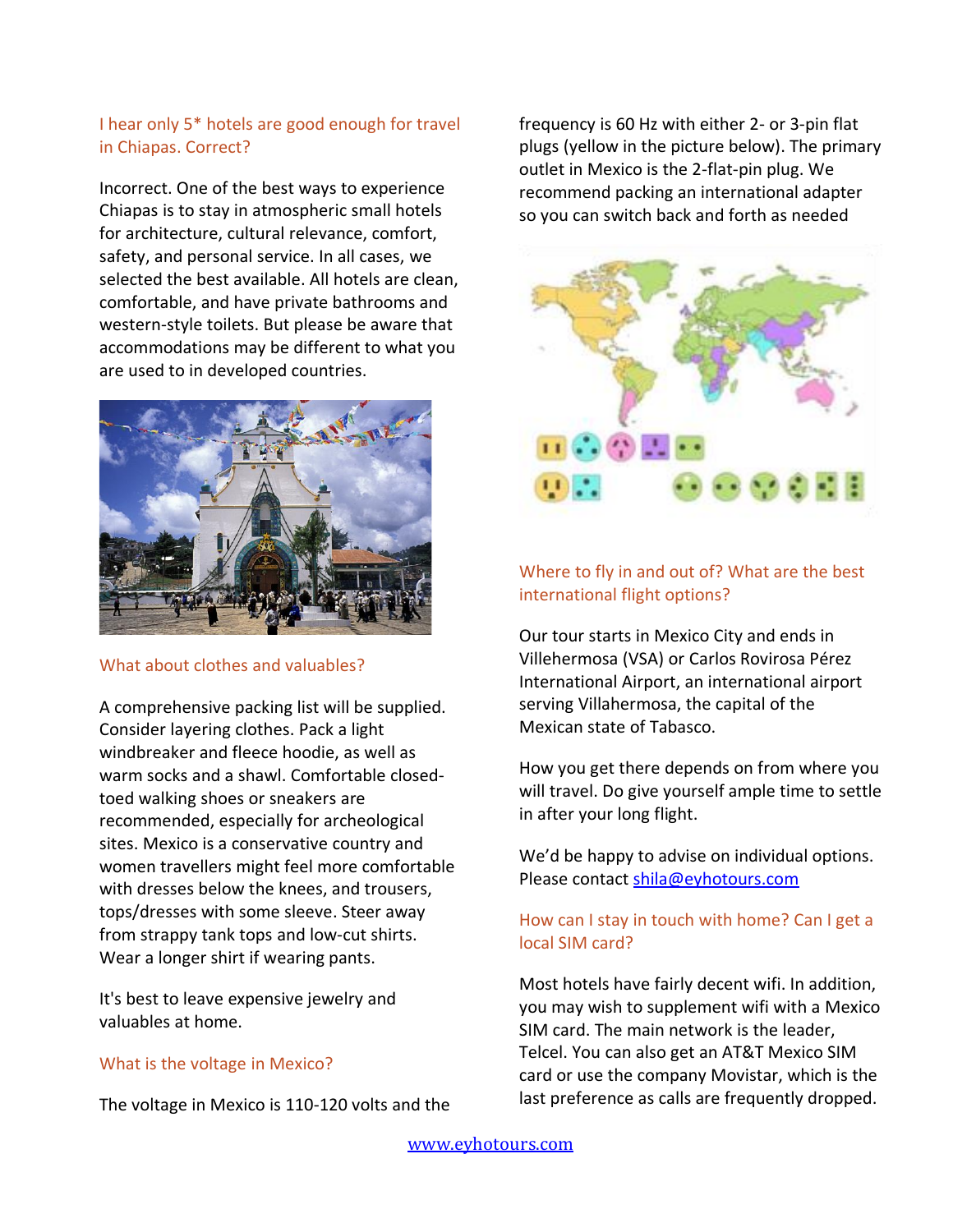## I hear only 5* hotels are good enough for travel in Chiapas. Correct?

Incorrect. One of the best ways to experience Chiapas is to stay in atmospheric small hotels for architecture, cultural relevance, comfort, safety, and personal service. In all cases, we selected the best available. All hotels are clean, comfortable, and have private bathrooms and western-style toilets. But please be aware that accommodations may be different to what you are used to in developed countries.

## What about clothes and valuables?

A comprehensive packing list will be supplied. Consider layering clothes. Pack a light windbreaker and fleece hoodie, as well as warm socks and a shawl. Comfortable closed-toed walking shoes or sneakers are recommended, especially for archeological sites. Mexico is a conservative country and women travellers might feel more comfortable with dresses below the knees, and trousers, tops/dresses with some sleeve. Steer away from strappy tank tops and low-cut shirts. Wear a longer shirt if wearing pants.

It's best to leave expensive jewelry and valuables at home.

## What is the voltage in Mexico?

The voltage in Mexico is 110-120 volts and the frequency is 60 Hz with either 2- or 3-pin flat plugs (yellow in the picture below). The primary outlet in Mexico is the 2-flat-pin plug. We recommend packing an international adapter so you can switch back and forth as needed

## Where to fly in and out of? What are the best international flight options?

Our tour starts in Mexico City and ends in Villehermosa (VSA) or Carlos Rovirosa Pérez International Airport, an international airport serving Villahermosa, the capital of the Mexican state of Tabasco.

How you get there depends on from where you will travel. Do give yourself ample time to settle in after your long flight.

We'd be happy to advise on individual options. Please contact shila@eyhotours.com

## How can I stay in touch with home? Can I get a local SIM card?

Most hotels have fairly decent wifi. In addition, you may wish to supplement wifi with a Mexico SIM card. The main network is the leader, Telcel. You can also get an AT&T Mexico SIM card or use the company Movistar, which is the last preference as calls are frequently dropped.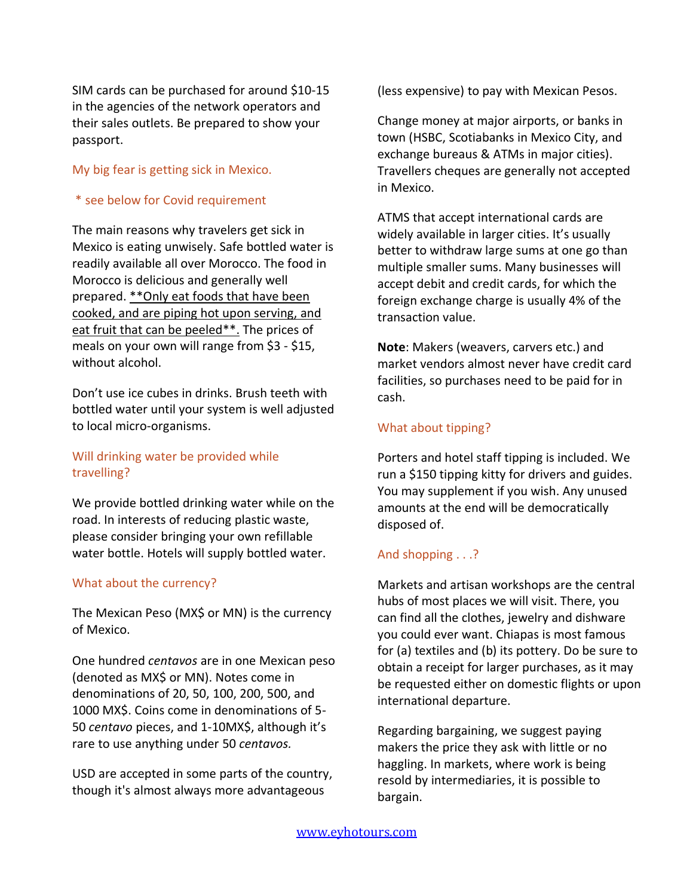SIM cards can be purchased for around $10-15 in the agencies of the network operators and their sales outlets. Be prepared to show your passport.

## My big fear is getting sick in Mexico.

\* see below for Covid requirement

The main reasons why travelers get sick in Mexico is eating unwisely. Safe bottled water is readily available all over Morocco. The food in Morocco is delicious and generally well prepared. <u>**Only eat foods that have been cooked, and are piping hot upon serving, and eat fruit that can be peeled**.</u> The prices of meals on your own will range from $3 - $15, without alcohol.

Don't use ice cubes in drinks. Brush teeth with bottled water until your system is well adjusted to local micro-organisms.

## Will drinking water be provided while travelling?

We provide bottled drinking water while on the road. In interests of reducing plastic waste, please consider bringing your own refillable water bottle. Hotels will supply bottled water.

## What about the currency?

The Mexican Peso (MX$ or MN) is the currency of Mexico.

One hundred *centavos* are in one Mexican peso (denoted as MX$ or MN). Notes come in denominations of 20, 50, 100, 200, 500, and 1000 MX$. Coins come in denominations of 5-50 *centavo* pieces, and 1-10MX$, although it's rare to use anything under 50 *centavos.*

USD are accepted in some parts of the country, though it's almost always more advantageous (less expensive) to pay with Mexican Pesos.

Change money at major airports, or banks in town (HSBC, Scotiabanks in Mexico City, and exchange bureaus & ATMs in major cities). Travellers cheques are generally not accepted in Mexico.

ATMS that accept international cards are widely available in larger cities. It's usually better to withdraw large sums at one go than multiple smaller sums. Many businesses will accept debit and credit cards, for which the foreign exchange charge is usually 4% of the transaction value.

**Note**: Makers (weavers, carvers etc.) and market vendors almost never have credit card facilities, so purchases need to be paid for in cash.

## What about tipping?

Porters and hotel staff tipping is included. We run a $150 tipping kitty for drivers and guides. You may supplement if you wish. Any unused amounts at the end will be democratically disposed of.

## And shopping . . .?

Markets and artisan workshops are the central hubs of most places we will visit. There, you can find all the clothes, jewelry and dishware you could ever want. Chiapas is most famous for (a) textiles and (b) its pottery. Do be sure to obtain a receipt for larger purchases, as it may be requested either on domestic flights or upon international departure.

Regarding bargaining, we suggest paying makers the price they ask with little or no haggling. In markets, where work is being resold by intermediaries, it is possible to bargain.

[www.eyhotours.com](http://www.eyhotours.com)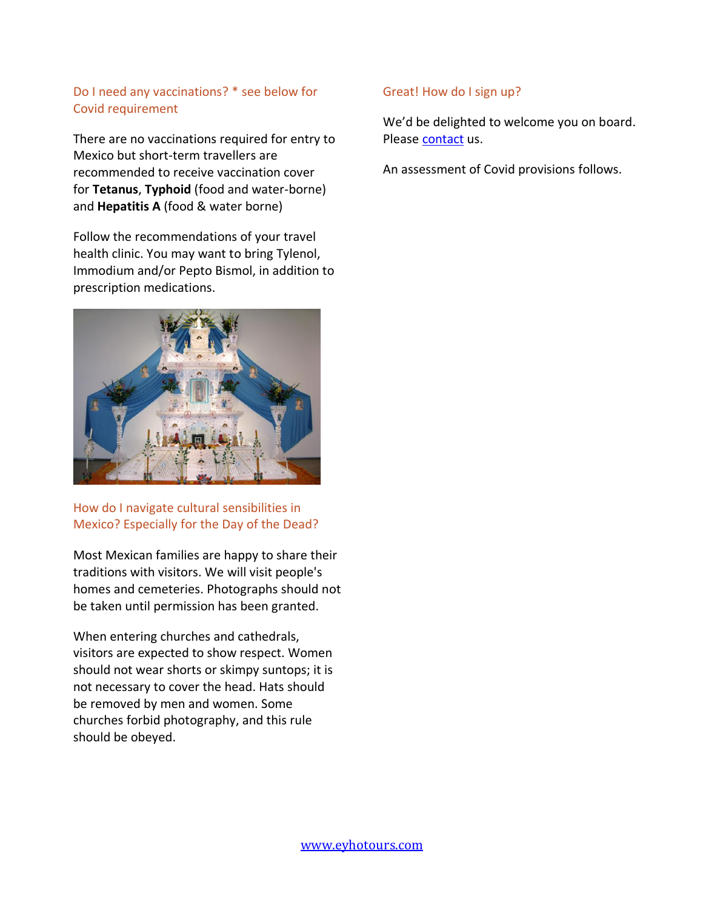### Do I need any vaccinations? * see below for Covid requirement

There are no vaccinations required for entry to Mexico but short-term travellers are recommended to receive vaccination cover for **Tetanus**, **Typhoid** (food and water-borne) and **Hepatitis A** (food & water borne)

Follow the recommendations of your travel health clinic. You may want to bring Tylenol, Immodium and/or Pepto Bismol, in addition to prescription medications.

### How do I navigate cultural sensibilities in Mexico? Especially for the Day of the Dead?

Most Mexican families are happy to share their traditions with visitors. We will visit people's homes and cemeteries. Photographs should not be taken until permission has been granted.

When entering churches and cathedrals, visitors are expected to show respect. Women should not wear shorts or skimpy suntops; it is not necessary to cover the head. Hats should be removed by men and women. Some churches forbid photography, and this rule should be obeyed.

### Great! How do I sign up?

We'd be delighted to welcome you on board. Please [contact](contact) us.

An assessment of Covid provisions follows.

[www.eyhotours.com](www.eyhotours.com)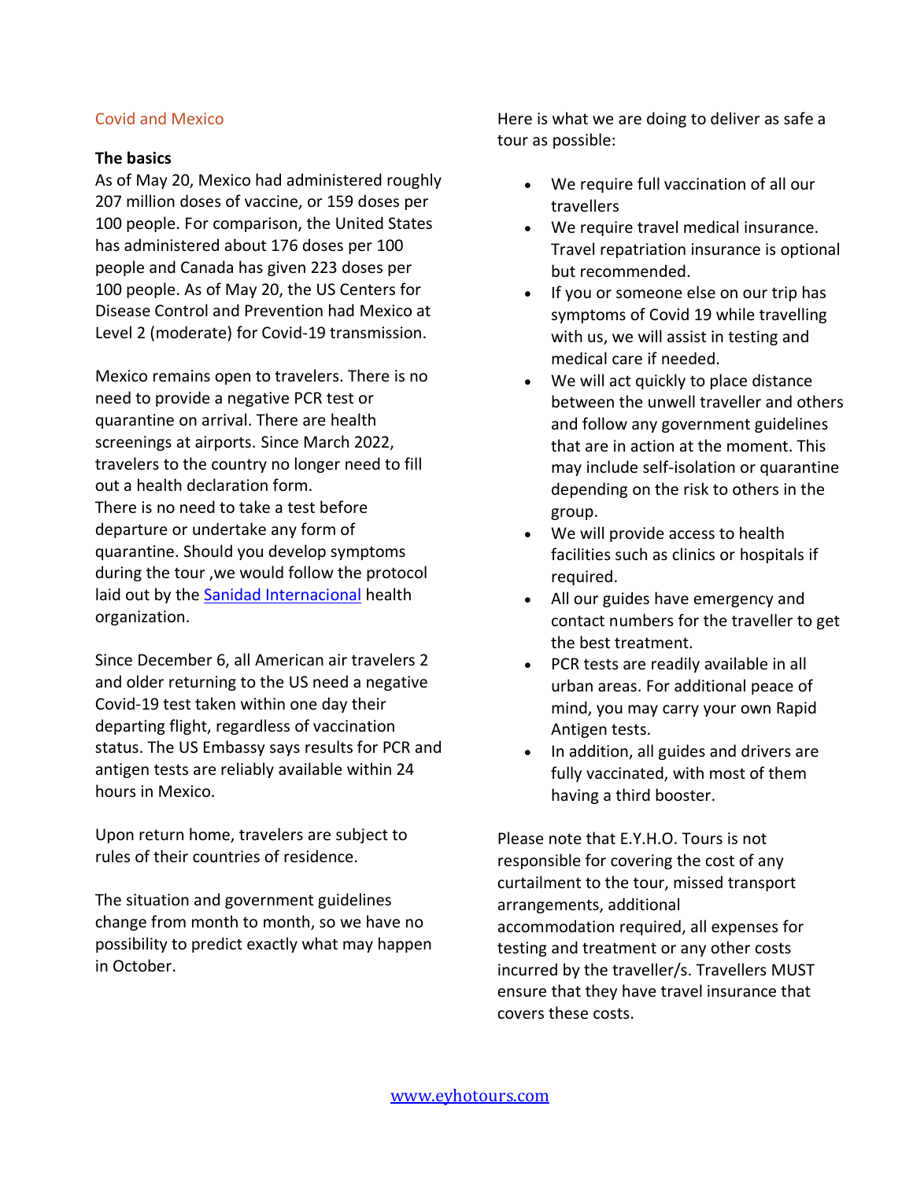## Covid and Mexico

**The basics**

As of May 20, Mexico had administered roughly 207 million doses of vaccine, or 159 doses per 100 people. For comparison, the United States has administered about 176 doses per 100 people and Canada has given 223 doses per 100 people. As of May 20, the US Centers for Disease Control and Prevention had Mexico at Level 2 (moderate) for Covid-19 transmission.

Mexico remains open to travelers. There is no need to provide a negative PCR test or quarantine on arrival. There are health screenings at airports. Since March 2022, travelers to the country no longer need to fill out a health declaration form.
There is no need to take a test before departure or undertake any form of quarantine. Should you develop symptoms during the tour ,we would follow the protocol laid out by the [Sanidad Internacional](#) health organization.

Since December 6, all American air travelers 2 and older returning to the US need a negative Covid-19 test taken within one day their departing flight, regardless of vaccination status. The US Embassy says results for PCR and antigen tests are reliably available within 24 hours in Mexico.

Upon return home, travelers are subject to rules of their countries of residence.

The situation and government guidelines change from month to month, so we have no possibility to predict exactly what may happen in October.

Here is what we are doing to deliver as safe a tour as possible:

- We require full vaccination of all our travellers
- We require travel medical insurance. Travel repatriation insurance is optional but recommended.
- If you or someone else on our trip has symptoms of Covid 19 while travelling with us, we will assist in testing and medical care if needed.
- We will act quickly to place distance between the unwell traveller and others and follow any government guidelines that are in action at the moment. This may include self-isolation or quarantine depending on the risk to others in the group.
- We will provide access to health facilities such as clinics or hospitals if required.
- All our guides have emergency and contact numbers for the traveller to get the best treatment.
- PCR tests are readily available in all urban areas. For additional peace of mind, you may carry your own Rapid Antigen tests.
- In addition, all guides and drivers are fully vaccinated, with most of them having a third booster.

Please note that E.Y.H.O. Tours is not responsible for covering the cost of any curtailment to the tour, missed transport arrangements, additional accommodation required, all expenses for testing and treatment or any other costs incurred by the traveller/s. Travellers MUST ensure that they have travel insurance that covers these costs.

[www.eyhotours.com](http://www.eyhotours.com)